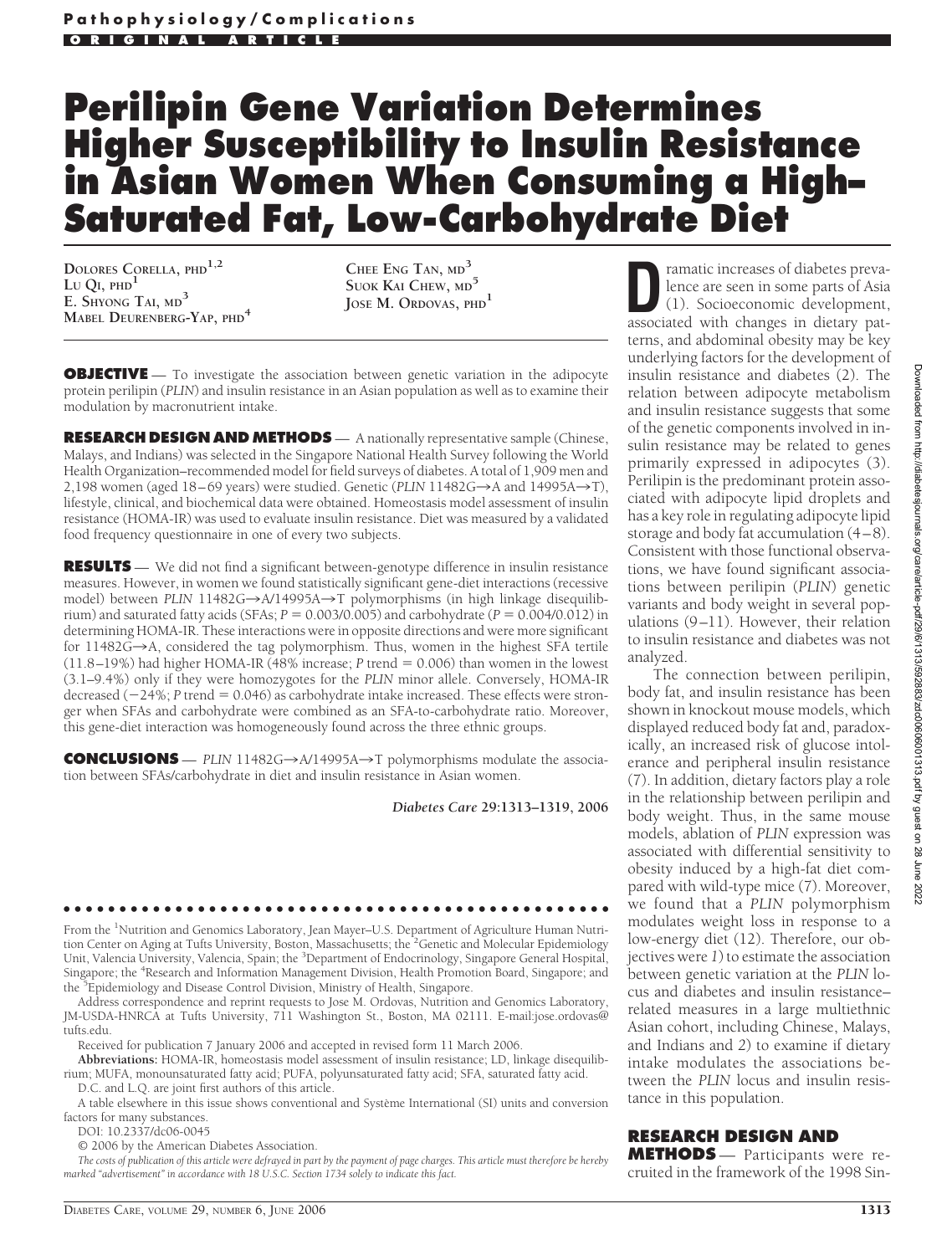Pathophysiology/Complications

ORIGINAL ARTICLE

# Perilipin Gene Variation Determines Higher Susceptibility to Insulin Resistance in Asian Women When Consuming a High–Saturated Fat, Low-Carbohydrate Diet

DOLORES CORELLA, PHD[1,2]
LU QI, PHD[1]
E. SHYONG TAI, MD[3]
MABEL DEURENBERG-YAP, PHD[4]
CHEE ENG TAN, MD[3]
SUOK KAI CHEW, MD[5]
JOSE M. ORDOVAS, PHD[1]

**OBJECTIVE** — To investigate the association between genetic variation in the adipocyte protein perilipin (*PLIN*) and insulin resistance in an Asian population as well as to examine their modulation by macronutrient intake.

**RESEARCH DESIGN AND METHODS** — A nationally representative sample (Chinese, Malays, and Indians) was selected in the Singapore National Health Survey following the World Health Organization–recommended model for field surveys of diabetes. A total of 1,909 men and 2,198 women (aged 18–69 years) were studied. Genetic (*PLIN* 11482G→A and 14995A→T), lifestyle, clinical, and biochemical data were obtained. Homeostasis model assessment of insulin resistance (HOMA-IR) was used to evaluate insulin resistance. Diet was measured by a validated food frequency questionnaire in one of every two subjects.

**RESULTS** — We did not find a significant between-genotype difference in insulin resistance measures. However, in women we found statistically significant gene-diet interactions (recessive model) between *PLIN* 11482G→A/14995A→T polymorphisms (in high linkage disequilibrium) and saturated fatty acids (SFAs; $P = 0.003/0.005$) and carbohydrate ($P = 0.004/0.012$) in determining HOMA-IR. These interactions were in opposite directions and were more significant for 11482G→A, considered the tag polymorphism. Thus, women in the highest SFA tertile (11.8–19%) had higher HOMA-IR (48% increase; $P$ trend = 0.006) than women in the lowest (3.1–9.4%) only if they were homozygotes for the *PLIN* minor allele. Conversely, HOMA-IR decreased (−24%; $P$ trend = 0.046) as carbohydrate intake increased. These effects were stronger when SFAs and carbohydrate were combined as an SFA-to-carbohydrate ratio. Moreover, this gene-diet interaction was homogeneously found across the three ethnic groups.

**CONCLUSIONS** — *PLIN* 11482G→A/14995A→T polymorphisms modulate the association between SFAs/carbohydrate in diet and insulin resistance in Asian women.

*Diabetes Care* **29**:1313–1319, 2006

From the [1]Nutrition and Genomics Laboratory, Jean Mayer–U.S. Department of Agriculture Human Nutrition Center on Aging at Tufts University, Boston, Massachusetts; the [2]Genetic and Molecular Epidemiology Unit, Valencia University, Valencia, Spain; the [3]Department of Endocrinology, Singapore General Hospital, Singapore; the [4]Research and Information Management Division, Health Promotion Board, Singapore; and the [5]Epidemiology and Disease Control Division, Ministry of Health, Singapore.

Address correspondence and reprint requests to Jose M. Ordovas, Nutrition and Genomics Laboratory, JM-USDA-HNRCA at Tufts University, 711 Washington St., Boston, MA 02111. E-mail:jose.ordovas@tufts.edu.

Received for publication 7 January 2006 and accepted in revised form 11 March 2006.

**Abbreviations:** HOMA-IR, homeostasis model assessment of insulin resistance; LD, linkage disequilibrium; MUFA, monounsaturated fatty acid; PUFA, polyunsaturated fatty acid; SFA, saturated fatty acid.

D.C. and L.Q. are joint first authors of this article.

A table elsewhere in this issue shows conventional and Système International (SI) units and conversion factors for many substances.

DOI: 10.2337/dc06-0045

© 2006 by the American Diabetes Association.

*The costs of publication of this article were defrayed in part by the payment of page charges. This article must therefore be hereby marked "advertisement" in accordance with 18 U.S.C. Section 1734 solely to indicate this fact.*

Dramatic increases of diabetes prevalence are seen in some parts of Asia (1). Socioeconomic development, associated with changes in dietary patterns, and abdominal obesity may be key underlying factors for the development of insulin resistance and diabetes (2). The relation between adipocyte metabolism and insulin resistance suggests that some of the genetic components involved in insulin resistance may be related to genes primarily expressed in adipocytes (3). Perilipin is the predominant protein associated with adipocyte lipid droplets and has a key role in regulating adipocyte lipid storage and body fat accumulation (4–8). Consistent with those functional observations, we have found significant associations between perilipin (*PLIN*) genetic variants and body weight in several populations (9–11). However, their relation to insulin resistance and diabetes was not analyzed.

The connection between perilipin, body fat, and insulin resistance has been shown in knockout mouse models, which displayed reduced body fat and, paradoxically, an increased risk of glucose intolerance and peripheral insulin resistance (7). In addition, dietary factors play a role in the relationship between perilipin and body weight. Thus, in the same mouse models, ablation of *PLIN* expression was associated with differential sensitivity to obesity induced by a high-fat diet compared with wild-type mice (7). Moreover, we found that a *PLIN* polymorphism modulates weight loss in response to a low-energy diet (12). Therefore, our objectives were *1*) to estimate the association between genetic variation at the *PLIN* locus and diabetes and insulin resistance–related measures in a large multiethnic Asian cohort, including Chinese, Malays, and Indians and *2*) to examine if dietary intake modulates the associations between the *PLIN* locus and insulin resistance in this population.

## RESEARCH DESIGN AND METHODS

— Participants were recruited in the framework of the 1998 Sin-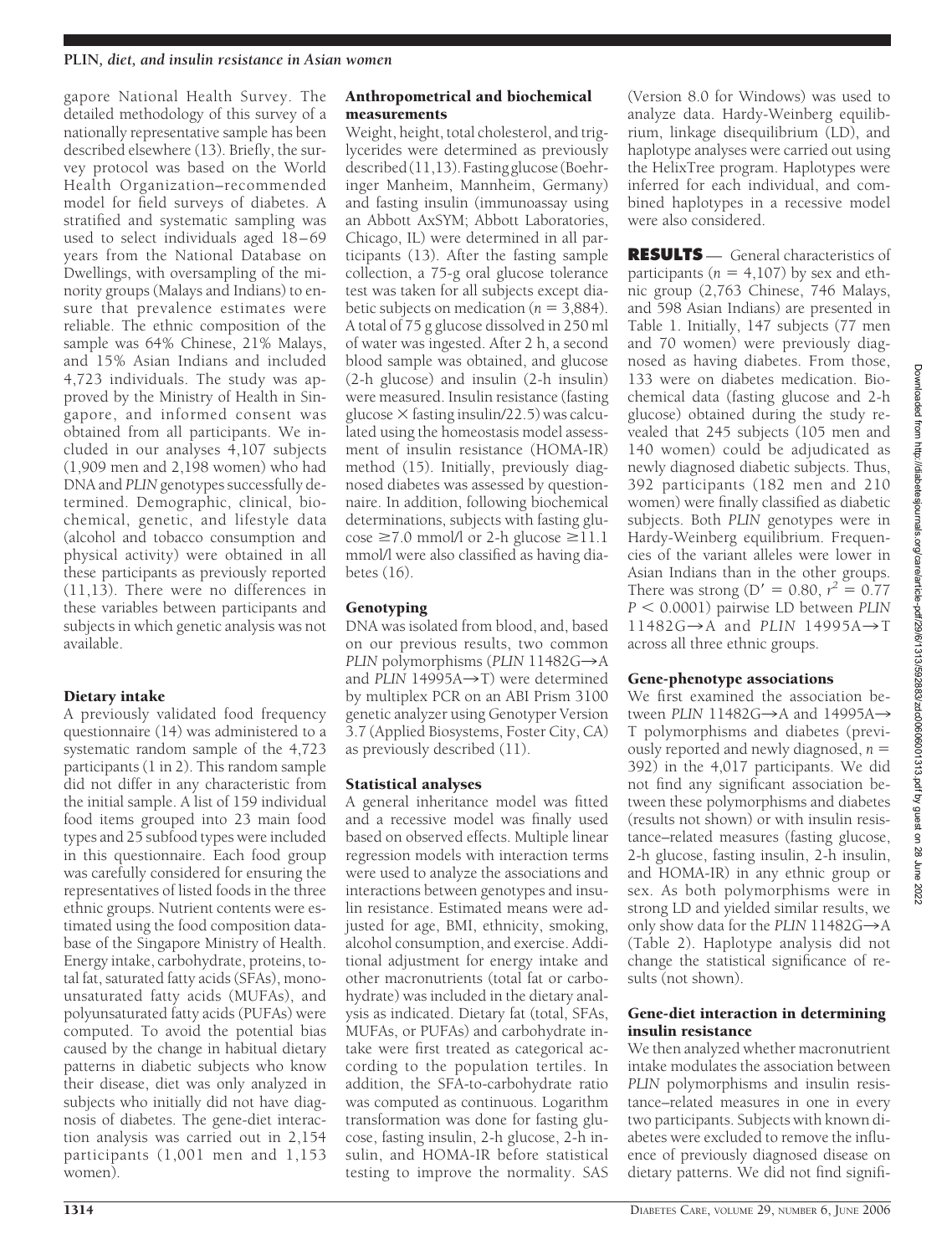gapore National Health Survey. The detailed methodology of this survey of a nationally representative sample has been described elsewhere (13). Briefly, the survey protocol was based on the World Health Organization–recommended model for field surveys of diabetes. A stratified and systematic sampling was used to select individuals aged 18–69 years from the National Database on Dwellings, with oversampling of the minority groups (Malays and Indians) to ensure that prevalence estimates were reliable. The ethnic composition of the sample was 64% Chinese, 21% Malays, and 15% Asian Indians and included 4,723 individuals. The study was approved by the Ministry of Health in Singapore, and informed consent was obtained from all participants. We included in our analyses 4,107 subjects (1,909 men and 2,198 women) who had DNA and *PLIN* genotypes successfully determined. Demographic, clinical, biochemical, genetic, and lifestyle data (alcohol and tobacco consumption and physical activity) were obtained in all these participants as previously reported (11,13). There were no differences in these variables between participants and subjects in which genetic analysis was not available.

### Dietary intake

A previously validated food frequency questionnaire (14) was administered to a systematic random sample of the 4,723 participants (1 in 2). This random sample did not differ in any characteristic from the initial sample. A list of 159 individual food items grouped into 23 main food types and 25 subfood types were included in this questionnaire. Each food group was carefully considered for ensuring the representatives of listed foods in the three ethnic groups. Nutrient contents were estimated using the food composition database of the Singapore Ministry of Health. Energy intake, carbohydrate, proteins, total fat, saturated fatty acids (SFAs), monounsaturated fatty acids (MUFAs), and polyunsaturated fatty acids (PUFAs) were computed. To avoid the potential bias caused by the change in habitual dietary patterns in diabetic subjects who know their disease, diet was only analyzed in subjects who initially did not have diagnosis of diabetes. The gene-diet interaction analysis was carried out in 2,154 participants (1,001 men and 1,153 women).

### Anthropometrical and biochemical measurements

Weight, height, total cholesterol, and triglycerides were determined as previously described (11,13). Fasting glucose (Boehringer Manheim, Mannheim, Germany) and fasting insulin (immunoassay using an Abbott AxSYM; Abbott Laboratories, Chicago, IL) were determined in all participants (13). After the fasting sample collection, a 75-g oral glucose tolerance test was taken for all subjects except diabetic subjects on medication ($n = 3,884$). A total of 75 g glucose dissolved in 250 ml of water was ingested. After 2 h, a second blood sample was obtained, and glucose (2-h glucose) and insulin (2-h insulin) were measured. Insulin resistance (fasting glucose × fasting insulin/22.5) was calculated using the homeostasis model assessment of insulin resistance (HOMA-IR) method (15). Initially, previously diagnosed diabetes was assessed by questionnaire. In addition, following biochemical determinations, subjects with fasting glucose ≥7.0 mmol/l or 2-h glucose ≥11.1 mmol/l were also classified as having diabetes (16).

### Genotyping

DNA was isolated from blood, and, based on our previous results, two common *PLIN* polymorphisms (*PLIN* 11482G→A and *PLIN* 14995A→T) were determined by multiplex PCR on an ABI Prism 3100 genetic analyzer using Genotyper Version 3.7 (Applied Biosystems, Foster City, CA) as previously described (11).

### Statistical analyses

A general inheritance model was fitted and a recessive model was finally used based on observed effects. Multiple linear regression models with interaction terms were used to analyze the associations and interactions between genotypes and insulin resistance. Estimated means were adjusted for age, BMI, ethnicity, smoking, alcohol consumption, and exercise. Additional adjustment for energy intake and other macronutrients (total fat or carbohydrate) was included in the dietary analysis as indicated. Dietary fat (total, SFAs, MUFAs, or PUFAs) and carbohydrate intake were first treated as categorical according to the population tertiles. In addition, the SFA-to-carbohydrate ratio was computed as continuous. Logarithm transformation was done for fasting glucose, fasting insulin, 2-h glucose, 2-h insulin, and HOMA-IR before statistical testing to improve the normality. SAS (Version 8.0 for Windows) was used to analyze data. Hardy-Weinberg equilibrium, linkage disequilibrium (LD), and haplotype analyses were carried out using the HelixTree program. Haplotypes were inferred for each individual, and combined haplotypes in a recessive model were also considered.

## RESULTS

General characteristics of participants ($n = 4,107$) by sex and ethnic group (2,763 Chinese, 746 Malays, and 598 Asian Indians) are presented in Table 1. Initially, 147 subjects (77 men and 70 women) were previously diagnosed as having diabetes. From those, 133 were on diabetes medication. Biochemical data (fasting glucose and 2-h glucose) obtained during the study revealed that 245 subjects (105 men and 140 women) could be adjudicated as newly diagnosed diabetic subjects. Thus, 392 participants (182 men and 210 women) were finally classified as diabetic subjects. Both *PLIN* genotypes were in Hardy-Weinberg equilibrium. Frequencies of the variant alleles were lower in Asian Indians than in the other groups. There was strong ($D' = 0.80$, $r^2 = 0.77$ $P < 0.0001$) pairwise LD between *PLIN* 11482G→A and *PLIN* 14995A→T across all three ethnic groups.

### Gene-phenotype associations

We first examined the association between *PLIN* 11482G→A and 14995A→T polymorphisms and diabetes (previously reported and newly diagnosed, $n = 392$) in the 4,017 participants. We did not find any significant association between these polymorphisms and diabetes (results not shown) or with insulin resistance–related measures (fasting glucose, 2-h glucose, fasting insulin, 2-h insulin, and HOMA-IR) in any ethnic group or sex. As both polymorphisms were in strong LD and yielded similar results, we only show data for the *PLIN* 11482G→A (Table 2). Haplotype analysis did not change the statistical significance of results (not shown).

### Gene-diet interaction in determining insulin resistance

We then analyzed whether macronutrient intake modulates the association between *PLIN* polymorphisms and insulin resistance–related measures in one in every two participants. Subjects with known diabetes were excluded to remove the influence of previously diagnosed disease on dietary patterns. We did not find signifi-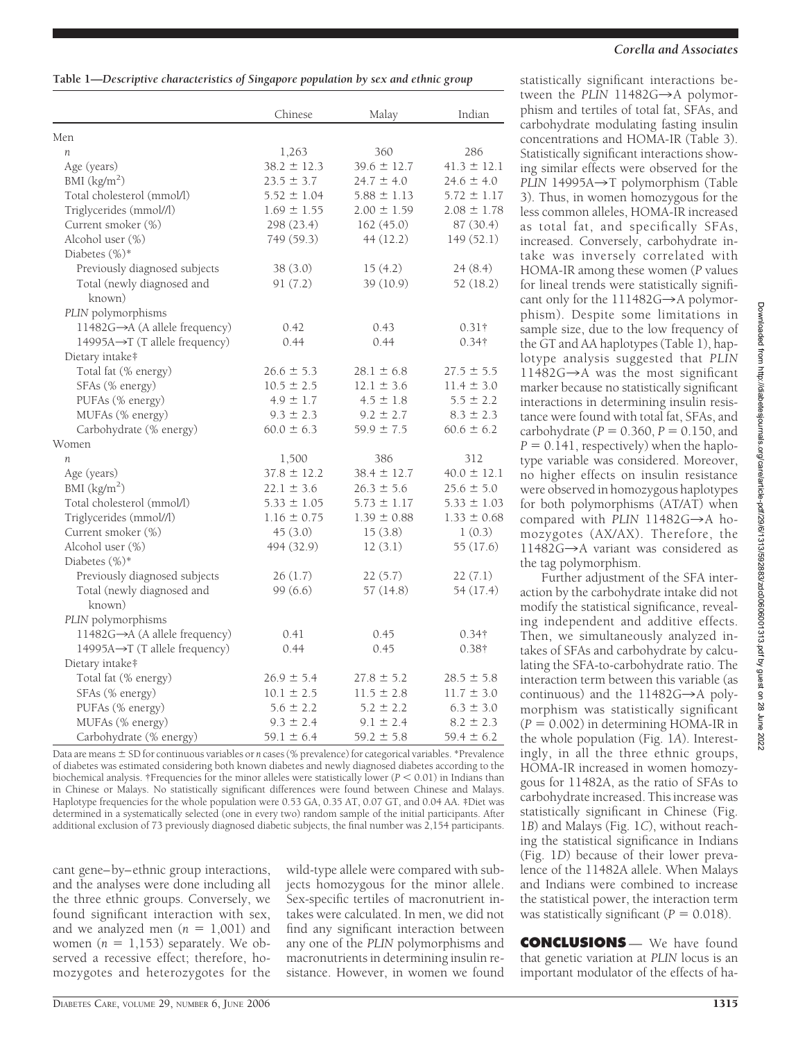**Table 1—Descriptive characteristics of Singapore population by sex and ethnic group**

| | Chinese | Malay | Indian |
|---|---|---|---|
| Men | | | |
| *n* | 1,263 | 360 | 286 |
| Age (years) | 38.2 ± 12.3 | 39.6 ± 12.7 | 41.3 ± 12.1 |
| BMI (kg/m$^2$) | 23.5 ± 3.7 | 24.7 ± 4.0 | 24.6 ± 4.0 |
| Total cholesterol (mmol/l) | 5.52 ± 1.04 | 5.88 ± 1.13 | 5.72 ± 1.17 |
| Triglycerides (mmol//l) | 1.69 ± 1.55 | 2.00 ± 1.59 | 2.08 ± 1.78 |
| Current smoker (%) | 298 (23.4) | 162 (45.0) | 87 (30.4) |
| Alcohol user (%) | 749 (59.3) | 44 (12.2) | 149 (52.1) |
| Diabetes (%)* | | | |
| Previously diagnosed subjects | 38 (3.0) | 15 (4.2) | 24 (8.4) |
| Total (newly diagnosed and known) | 91 (7.2) | 39 (10.9) | 52 (18.2) |
| *PLIN* polymorphisms | | | |
| 11482G→A (A allele frequency) | 0.42 | 0.43 | 0.31† |
| 14995A→T (T allele frequency) | 0.44 | 0.44 | 0.34† |
| Dietary intake‡ | | | |
| Total fat (% energy) | 26.6 ± 5.3 | 28.1 ± 6.8 | 27.5 ± 5.5 |
| SFAs (% energy) | 10.5 ± 2.5 | 12.1 ± 3.6 | 11.4 ± 3.0 |
| PUFAs (% energy) | 4.9 ± 1.7 | 4.5 ± 1.8 | 5.5 ± 2.2 |
| MUFAs (% energy) | 9.3 ± 2.3 | 9.2 ± 2.7 | 8.3 ± 2.3 |
| Carbohydrate (% energy) | 60.0 ± 6.3 | 59.9 ± 7.5 | 60.6 ± 6.2 |
| Women | | | |
| *n* | 1,500 | 386 | 312 |
| Age (years) | 37.8 ± 12.2 | 38.4 ± 12.7 | 40.0 ± 12.1 |
| BMI (kg/m$^2$) | 22.1 ± 3.6 | 26.3 ± 5.6 | 25.6 ± 5.0 |
| Total cholesterol (mmol/l) | 5.33 ± 1.05 | 5.73 ± 1.17 | 5.33 ± 1.03 |
| Triglycerides (mmol//l) | 1.16 ± 0.75 | 1.39 ± 0.88 | 1.33 ± 0.68 |
| Current smoker (%) | 45 (3.0) | 15 (3.8) | 1 (0.3) |
| Alcohol user (%) | 494 (32.9) | 12 (3.1) | 55 (17.6) |
| Diabetes (%)* | | | |
| Previously diagnosed subjects | 26 (1.7) | 22 (5.7) | 22 (7.1) |
| Total (newly diagnosed and known) | 99 (6.6) | 57 (14.8) | 54 (17.4) |
| *PLIN* polymorphisms | | | |
| 11482G→A (A allele frequency) | 0.41 | 0.45 | 0.34† |
| 14995A→T (T allele frequency) | 0.44 | 0.45 | 0.38† |
| Dietary intake‡ | | | |
| Total fat (% energy) | 26.9 ± 5.4 | 27.8 ± 5.2 | 28.5 ± 5.8 |
| SFAs (% energy) | 10.1 ± 2.5 | 11.5 ± 2.8 | 11.7 ± 3.0 |
| PUFAs (% energy) | 5.6 ± 2.2 | 5.2 ± 2.2 | 6.3 ± 3.0 |
| MUFAs (% energy) | 9.3 ± 2.4 | 9.1 ± 2.4 | 8.2 ± 2.3 |
| Carbohydrate (% energy) | 59.1 ± 6.4 | 59.2 ± 5.8 | 59.4 ± 6.2 |

Data are means ± SD for continuous variables or *n* cases (% prevalence) for categorical variables. *Prevalence of diabetes was estimated considering both known diabetes and newly diagnosed diabetes according to the biochemical analysis. †Frequencies for the minor alleles were statistically lower ($P < 0.01$) in Indians than in Chinese or Malays. No statistically significant differences were found between Chinese and Malays. Haplotype frequencies for the whole population were 0.53 GA, 0.35 AT, 0.07 GT, and 0.04 AA. ‡Diet was determined in a systematically selected (one in every two) random sample of the initial participants. After additional exclusion of 73 previously diagnosed diabetic subjects, the final number was 2,154 participants.

cant gene–by–ethnic group interactions, and the analyses were done including all the three ethnic groups. Conversely, we found significant interaction with sex, and we analyzed men ($n = 1{,}001$) and women ($n = 1{,}153$) separately. We observed a recessive effect; therefore, homozygotes and heterozygotes for the wild-type allele were compared with subjects homozygous for the minor allele. Sex-specific tertiles of macronutrient intakes were calculated. In men, we did not find any significant interaction between any one of the *PLIN* polymorphisms and macronutrients in determining insulin resistance. However, in women we found statistically significant interactions between the *PLIN* 11482G→A polymorphism and tertiles of total fat, SFAs, and carbohydrate modulating fasting insulin concentrations and HOMA-IR (Table 3). Statistically significant interactions showing similar effects were observed for the *PLIN* 14995A→T polymorphism (Table 3). Thus, in women homozygous for the less common alleles, HOMA-IR increased as total fat, and specifically SFAs, increased. Conversely, carbohydrate intake was inversely correlated with HOMA-IR among these women (*P* values for lineal trends were statistically significant only for the 111482G→A polymorphism). Despite some limitations in sample size, due to the low frequency of the GT and AA haplotypes (Table 1), haplotype analysis suggested that *PLIN* 11482G→A was the most significant marker because no statistically significant interactions in determining insulin resistance were found with total fat, SFAs, and carbohydrate ($P = 0.360$, $P = 0.150$, and $P = 0.141$, respectively) when the haplotype variable was considered. Moreover, no higher effects on insulin resistance were observed in homozygous haplotypes for both polymorphisms (AT/AT) when compared with *PLIN* 11482G→A homozygotes (AX/AX). Therefore, the 11482G→A variant was considered as the tag polymorphism.

Further adjustment of the SFA interaction by the carbohydrate intake did not modify the statistical significance, revealing independent and additive effects. Then, we simultaneously analyzed intakes of SFAs and carbohydrate by calculating the SFA-to-carbohydrate ratio. The interaction term between this variable (as continuous) and the 11482G→A polymorphism was statistically significant ($P = 0.002$) in determining HOMA-IR in the whole population (Fig. 1*A*). Interestingly, in all the three ethnic groups, HOMA-IR increased in women homozygous for 11482A, as the ratio of SFAs to carbohydrate increased. This increase was statistically significant in Chinese (Fig. 1*B*) and Malays (Fig. 1*C*), without reaching the statistical significance in Indians (Fig. 1*D*) because of their lower prevalence of the 11482A allele. When Malays and Indians were combined to increase the statistical power, the interaction term was statistically significant ($P = 0.018$).

## CONCLUSIONS

We have found that genetic variation at *PLIN* locus is an important modulator of the effects of ha-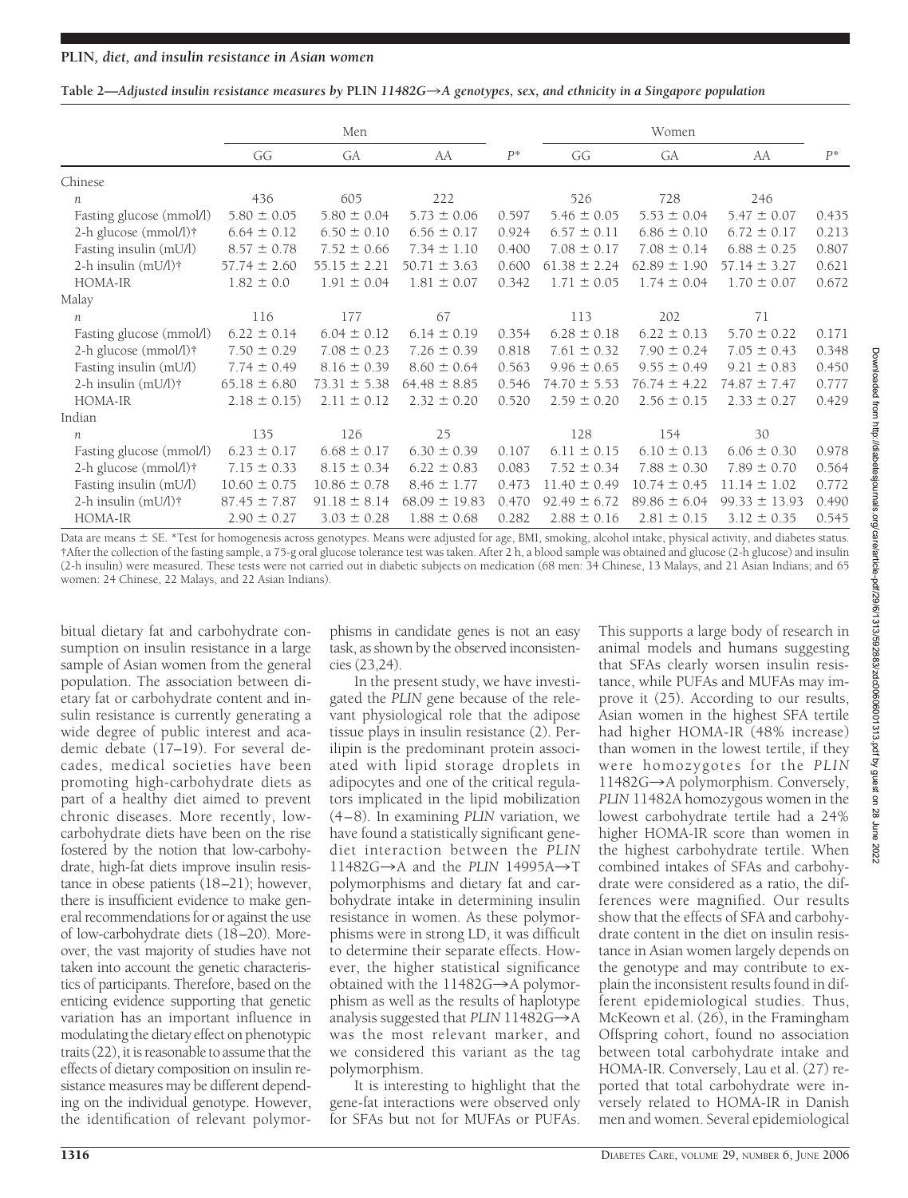**Table 2—Adjusted insulin resistance measures by PLIN 11482G→A genotypes, sex, and ethnicity in a Singapore population**

| | Men | | | | Women | | | |
|---|---|---|---|---|---|---|---|---|
| | GG | GA | AA | $P$* | GG | GA | AA | $P$* |
| Chinese | | | | | | | | |
| $n$ | 436 | 605 | 222 | | 526 | 728 | 246 | |
| Fasting glucose (mmol/l) | 5.80 ± 0.05 | 5.80 ± 0.04 | 5.73 ± 0.06 | 0.597 | 5.46 ± 0.05 | 5.53 ± 0.04 | 5.47 ± 0.07 | 0.435 |
| 2-h glucose (mmol/l)† | 6.64 ± 0.12 | 6.50 ± 0.10 | 6.56 ± 0.17 | 0.924 | 6.57 ± 0.11 | 6.86 ± 0.10 | 6.72 ± 0.17 | 0.213 |
| Fasting insulin (mU/l) | 8.57 ± 0.78 | 7.52 ± 0.66 | 7.34 ± 1.10 | 0.400 | 7.08 ± 0.17 | 7.08 ± 0.14 | 6.88 ± 0.25 | 0.807 |
| 2-h insulin (mU/l)† | 57.74 ± 2.60 | 55.15 ± 2.21 | 50.71 ± 3.63 | 0.600 | 61.38 ± 2.24 | 62.89 ± 1.90 | 57.14 ± 3.27 | 0.621 |
| HOMA-IR | 1.82 ± 0.0 | 1.91 ± 0.04 | 1.81 ± 0.07 | 0.342 | 1.71 ± 0.05 | 1.74 ± 0.04 | 1.70 ± 0.07 | 0.672 |
| Malay | | | | | | | | |
| $n$ | 116 | 177 | 67 | | 113 | 202 | 71 | |
| Fasting glucose (mmol/l) | 6.22 ± 0.14 | 6.04 ± 0.12 | 6.14 ± 0.19 | 0.354 | 6.28 ± 0.18 | 6.22 ± 0.13 | 5.70 ± 0.22 | 0.171 |
| 2-h glucose (mmol/l)† | 7.50 ± 0.29 | 7.08 ± 0.23 | 7.26 ± 0.39 | 0.818 | 7.61 ± 0.32 | 7.90 ± 0.24 | 7.05 ± 0.43 | 0.348 |
| Fasting insulin (mU/l) | 7.74 ± 0.49 | 8.16 ± 0.39 | 8.60 ± 0.64 | 0.563 | 9.96 ± 0.65 | 9.55 ± 0.49 | 9.21 ± 0.83 | 0.450 |
| 2-h insulin (mU/l)† | 65.18 ± 6.80 | 73.31 ± 5.38 | 64.48 ± 8.85 | 0.546 | 74.70 ± 5.53 | 76.74 ± 4.22 | 74.87 ± 7.47 | 0.777 |
| HOMA-IR | 2.18 ± 0.15) | 2.11 ± 0.12 | 2.32 ± 0.20 | 0.520 | 2.59 ± 0.20 | 2.56 ± 0.15 | 2.33 ± 0.27 | 0.429 |
| Indian | | | | | | | | |
| $n$ | 135 | 126 | 25 | | 128 | 154 | 30 | |
| Fasting glucose (mmol/l) | 6.23 ± 0.17 | 6.68 ± 0.17 | 6.30 ± 0.39 | 0.107 | 6.11 ± 0.15 | 6.10 ± 0.13 | 6.06 ± 0.30 | 0.978 |
| 2-h glucose (mmol/l)† | 7.15 ± 0.33 | 8.15 ± 0.34 | 6.22 ± 0.83 | 0.083 | 7.52 ± 0.34 | 7.88 ± 0.30 | 7.89 ± 0.70 | 0.564 |
| Fasting insulin (mU/l) | 10.60 ± 0.75 | 10.86 ± 0.78 | 8.46 ± 1.77 | 0.473 | 11.40 ± 0.49 | 10.74 ± 0.45 | 11.14 ± 1.02 | 0.772 |
| 2-h insulin (mU/l)† | 87.45 ± 7.87 | 91.18 ± 8.14 | 68.09 ± 19.83 | 0.470 | 92.49 ± 6.72 | 89.86 ± 6.04 | 99.33 ± 13.93 | 0.490 |
| HOMA-IR | 2.90 ± 0.27 | 3.03 ± 0.28 | 1.88 ± 0.68 | 0.282 | 2.88 ± 0.16 | 2.81 ± 0.15 | 3.12 ± 0.35 | 0.545 |

Data are means ± SE. *Test for homogenesis across genotypes. Means were adjusted for age, BMI, smoking, alcohol intake, physical activity, and diabetes status. †After the collection of the fasting sample, a 75-g oral glucose tolerance test was taken. After 2 h, a blood sample was obtained and glucose (2-h glucose) and insulin (2-h insulin) were measured. These tests were not carried out in diabetic subjects on medication (68 men: 34 Chinese, 13 Malays, and 21 Asian Indians; and 65 women: 24 Chinese, 22 Malays, and 22 Asian Indians).

bitual dietary fat and carbohydrate consumption on insulin resistance in a large sample of Asian women from the general population. The association between dietary fat or carbohydrate content and insulin resistance is currently generating a wide degree of public interest and academic debate (17–19). For several decades, medical societies have been promoting high-carbohydrate diets as part of a healthy diet aimed to prevent chronic diseases. More recently, low-carbohydrate diets have been on the rise fostered by the notion that low-carbohydrate, high-fat diets improve insulin resistance in obese patients (18–21); however, there is insufficient evidence to make general recommendations for or against the use of low-carbohydrate diets (18–20). Moreover, the vast majority of studies have not taken into account the genetic characteristics of participants. Therefore, based on the enticing evidence supporting that genetic variation has an important influence in modulating the dietary effect on phenotypic traits (22), it is reasonable to assume that the effects of dietary composition on insulin resistance measures may be different depending on the individual genotype. However, the identification of relevant polymorphisms in candidate genes is not an easy task, as shown by the observed inconsistencies (23,24).

In the present study, we have investigated the *PLIN* gene because of the relevant physiological role that the adipose tissue plays in insulin resistance (2). Perilipin is the predominant protein associated with lipid storage droplets in adipocytes and one of the critical regulators implicated in the lipid mobilization (4–8). In examining *PLIN* variation, we have found a statistically significant gene-diet interaction between the *PLIN* 11482G→A and the *PLIN* 14995A→T polymorphisms and dietary fat and carbohydrate intake in determining insulin resistance in women. As these polymorphisms were in strong LD, it was difficult to determine their separate effects. However, the higher statistical significance obtained with the 11482G→A polymorphism as well as the results of haplotype analysis suggested that *PLIN* 11482G→A was the most relevant marker, and we considered this variant as the tag polymorphism.

It is interesting to highlight that the gene-fat interactions were observed only for SFAs but not for MUFAs or PUFAs. This supports a large body of research in animal models and humans suggesting that SFAs clearly worsen insulin resistance, while PUFAs and MUFAs may improve it (25). According to our results, Asian women in the highest SFA tertile had higher HOMA-IR (48% increase) than women in the lowest tertile, if they were homozygotes for the *PLIN* 11482G→A polymorphism. Conversely, *PLIN* 11482A homozygous women in the lowest carbohydrate tertile had a 24% higher HOMA-IR score than women in the highest carbohydrate tertile. When combined intakes of SFAs and carbohydrate were considered as a ratio, the differences were magnified. Our results show that the effects of SFA and carbohydrate content in the diet on insulin resistance in Asian women largely depends on the genotype and may contribute to explain the inconsistent results found in different epidemiological studies. Thus, McKeown et al. (26), in the Framingham Offspring cohort, found no association between total carbohydrate intake and HOMA-IR. Conversely, Lau et al. (27) reported that total carbohydrate were inversely related to HOMA-IR in Danish men and women. Several epidemiological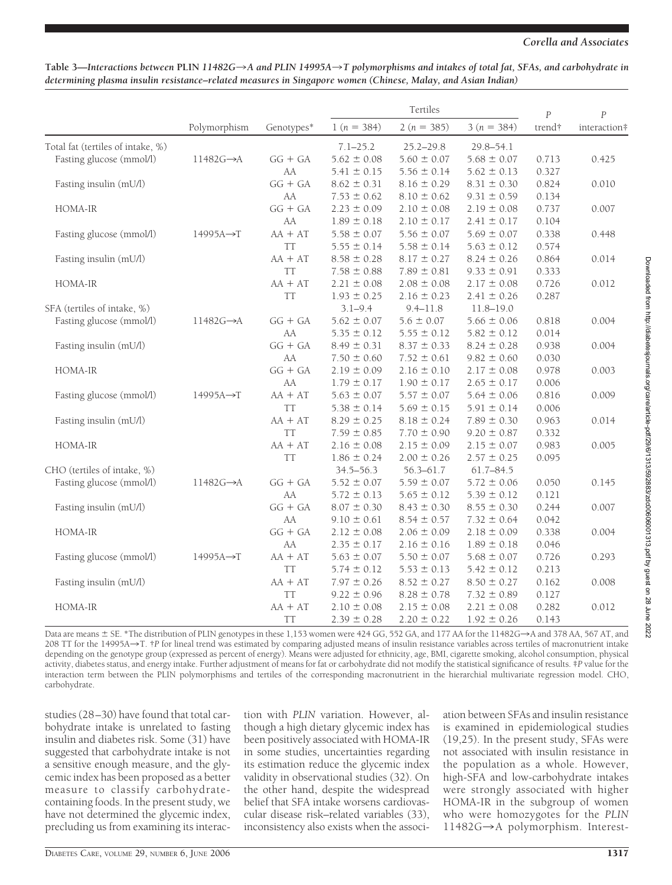**Table 3—Interactions between PLIN 11482G→A and PLIN 14995A→T polymorphisms and intakes of total fat, SFAs, and carbohydrate in determining plasma insulin resistance–related measures in Singapore women (Chinese, Malay, and Asian Indian)**

| | Polymorphism | Genotypes* | Tertiles | | | *P* trend† | *P* interaction‡ |
|---|---|---|---|---|---|---|---|
| | | | 1 (*n* = 384) | 2 (*n* = 385) | 3 (*n* = 384) | | |
| Total fat (tertiles of intake, %) | | | 7.1–25.2 | 25.2–29.8 | 29.8–54.1 | | |
| Fasting glucose (mmol/l) | 11482G→A | GG + GA | 5.62 ± 0.08 | 5.60 ± 0.07 | 5.68 ± 0.07 | 0.713 | 0.425 |
| | | AA | 5.41 ± 0.15 | 5.56 ± 0.14 | 5.62 ± 0.13 | 0.327 | |
| Fasting insulin (mU/l) | | GG + GA | 8.62 ± 0.31 | 8.16 ± 0.29 | 8.31 ± 0.30 | 0.824 | 0.010 |
| | | AA | 7.53 ± 0.62 | 8.10 ± 0.62 | 9.31 ± 0.59 | 0.134 | |
| HOMA-IR | | GG + GA | 2.23 ± 0.09 | 2.10 ± 0.08 | 2.19 ± 0.08 | 0.737 | 0.007 |
| | | AA | 1.89 ± 0.18 | 2.10 ± 0.17 | 2.41 ± 0.17 | 0.104 | |
| Fasting glucose (mmol/l) | 14995A→T | AA + AT | 5.58 ± 0.07 | 5.56 ± 0.07 | 5.69 ± 0.07 | 0.338 | 0.448 |
| | | TT | 5.55 ± 0.14 | 5.58 ± 0.14 | 5.63 ± 0.12 | 0.574 | |
| Fasting insulin (mU/l) | | AA + AT | 8.58 ± 0.28 | 8.17 ± 0.27 | 8.24 ± 0.26 | 0.864 | 0.014 |
| | | TT | 7.58 ± 0.88 | 7.89 ± 0.81 | 9.33 ± 0.91 | 0.333 | |
| HOMA-IR | | AA + AT | 2.21 ± 0.08 | 2.08 ± 0.08 | 2.17 ± 0.08 | 0.726 | 0.012 |
| | | TT | 1.93 ± 0.25 | 2.16 ± 0.23 | 2.41 ± 0.26 | 0.287 | |
| SFA (tertiles of intake, %) | | | 3.1–9.4 | 9.4–11.8 | 11.8–19.0 | | |
| Fasting glucose (mmol/l) | 11482G→A | GG + GA | 5.62 ± 0.07 | 5.6 ± 0.07 | 5.66 ± 0.06 | 0.818 | 0.004 |
| | | AA | 5.35 ± 0.12 | 5.55 ± 0.12 | 5.82 ± 0.12 | 0.014 | |
| Fasting insulin (mU/l) | | GG + GA | 8.49 ± 0.31 | 8.37 ± 0.33 | 8.24 ± 0.28 | 0.938 | 0.004 |
| | | AA | 7.50 ± 0.60 | 7.52 ± 0.61 | 9.82 ± 0.60 | 0.030 | |
| HOMA-IR | | GG + GA | 2.19 ± 0.09 | 2.16 ± 0.10 | 2.17 ± 0.08 | 0.978 | 0.003 |
| | | AA | 1.79 ± 0.17 | 1.90 ± 0.17 | 2.65 ± 0.17 | 0.006 | |
| Fasting glucose (mmol/l) | 14995A→T | AA + AT | 5.63 ± 0.07 | 5.57 ± 0.07 | 5.64 ± 0.06 | 0.816 | 0.009 |
| | | TT | 5.38 ± 0.14 | 5.69 ± 0.15 | 5.91 ± 0.14 | 0.006 | |
| Fasting insulin (mU/l) | | AA + AT | 8.29 ± 0.25 | 8.18 ± 0.24 | 7.89 ± 0.30 | 0.963 | 0.014 |
| | | TT | 7.59 ± 0.85 | 7.70 ± 0.90 | 9.20 ± 0.87 | 0.332 | |
| HOMA-IR | | AA + AT | 2.16 ± 0.08 | 2.15 ± 0.09 | 2.15 ± 0.07 | 0.983 | 0.005 |
| | | TT | 1.86 ± 0.24 | 2.00 ± 0.26 | 2.57 ± 0.25 | 0.095 | |
| CHO (tertiles of intake, %) | | | 34.5–56.3 | 56.3–61.7 | 61.7–84.5 | | |
| Fasting glucose (mmol/l) | 11482G→A | GG + GA | 5.52 ± 0.07 | 5.59 ± 0.07 | 5.72 ± 0.06 | 0.050 | 0.145 |
| | | AA | 5.72 ± 0.13 | 5.65 ± 0.12 | 5.39 ± 0.12 | 0.121 | |
| Fasting insulin (mU/l) | | GG + GA | 8.07 ± 0.30 | 8.43 ± 0.30 | 8.55 ± 0.30 | 0.244 | 0.007 |
| | | AA | 9.10 ± 0.61 | 8.54 ± 0.57 | 7.32 ± 0.64 | 0.042 | |
| HOMA-IR | | GG + GA | 2.12 ± 0.08 | 2.06 ± 0.09 | 2.18 ± 0.09 | 0.338 | 0.004 |
| | | AA | 2.35 ± 0.17 | 2.16 ± 0.16 | 1.89 ± 0.18 | 0.046 | |
| Fasting glucose (mmol/l) | 14995A→T | AA + AT | 5.63 ± 0.07 | 5.50 ± 0.07 | 5.68 ± 0.07 | 0.726 | 0.293 |
| | | TT | 5.74 ± 0.12 | 5.53 ± 0.13 | 5.42 ± 0.12 | 0.213 | |
| Fasting insulin (mU/l) | | AA + AT | 7.97 ± 0.26 | 8.52 ± 0.27 | 8.50 ± 0.27 | 0.162 | 0.008 |
| | | TT | 9.22 ± 0.96 | 8.28 ± 0.78 | 7.32 ± 0.89 | 0.127 | |
| HOMA-IR | | AA + AT | 2.10 ± 0.08 | 2.15 ± 0.08 | 2.21 ± 0.08 | 0.282 | 0.012 |
| | | TT | 2.39 ± 0.28 | 2.20 ± 0.22 | 1.92 ± 0.26 | 0.143 | |

Data are means ± SE. *The distribution of PLIN genotypes in these 1,153 women were 424 GG, 552 GA, and 177 AA for the 11482G→A and 378 AA, 567 AT, and 208 TT for the 14995A→T. †*P* for lineal trend was estimated by comparing adjusted means of insulin resistance variables across tertiles of macronutrient intake depending on the genotype group (expressed as percent of energy). Means were adjusted for ethnicity, age, BMI, cigarette smoking, alcohol consumption, physical activity, diabetes status, and energy intake. Further adjustment of means for fat or carbohydrate did not modify the statistical significance of results. ‡*P* value for the interaction term between the PLIN polymorphisms and tertiles of the corresponding macronutrient in the hierarchial multivariate regression model. CHO, carbohydrate.

studies (28–30) have found that total carbohydrate intake is unrelated to fasting insulin and diabetes risk. Some (31) have suggested that carbohydrate intake is not a sensitive enough measure, and the glycemic index has been proposed as a better measure to classify carbohydrate-containing foods. In the present study, we have not determined the glycemic index, precluding us from examining its interaction with *PLIN* variation. However, although a high dietary glycemic index has been positively associated with HOMA-IR in some studies, uncertainties regarding its estimation reduce the glycemic index validity in observational studies (32). On the other hand, despite the widespread belief that SFA intake worsens cardiovascular disease risk–related variables (33), inconsistency also exists when the association between SFAs and insulin resistance is examined in epidemiological studies (19,25). In the present study, SFAs were not associated with insulin resistance in the population as a whole. However, high-SFA and low-carbohydrate intakes were strongly associated with higher HOMA-IR in the subgroup of women who were homozygotes for the *PLIN* 11482G→A polymorphism. Interest-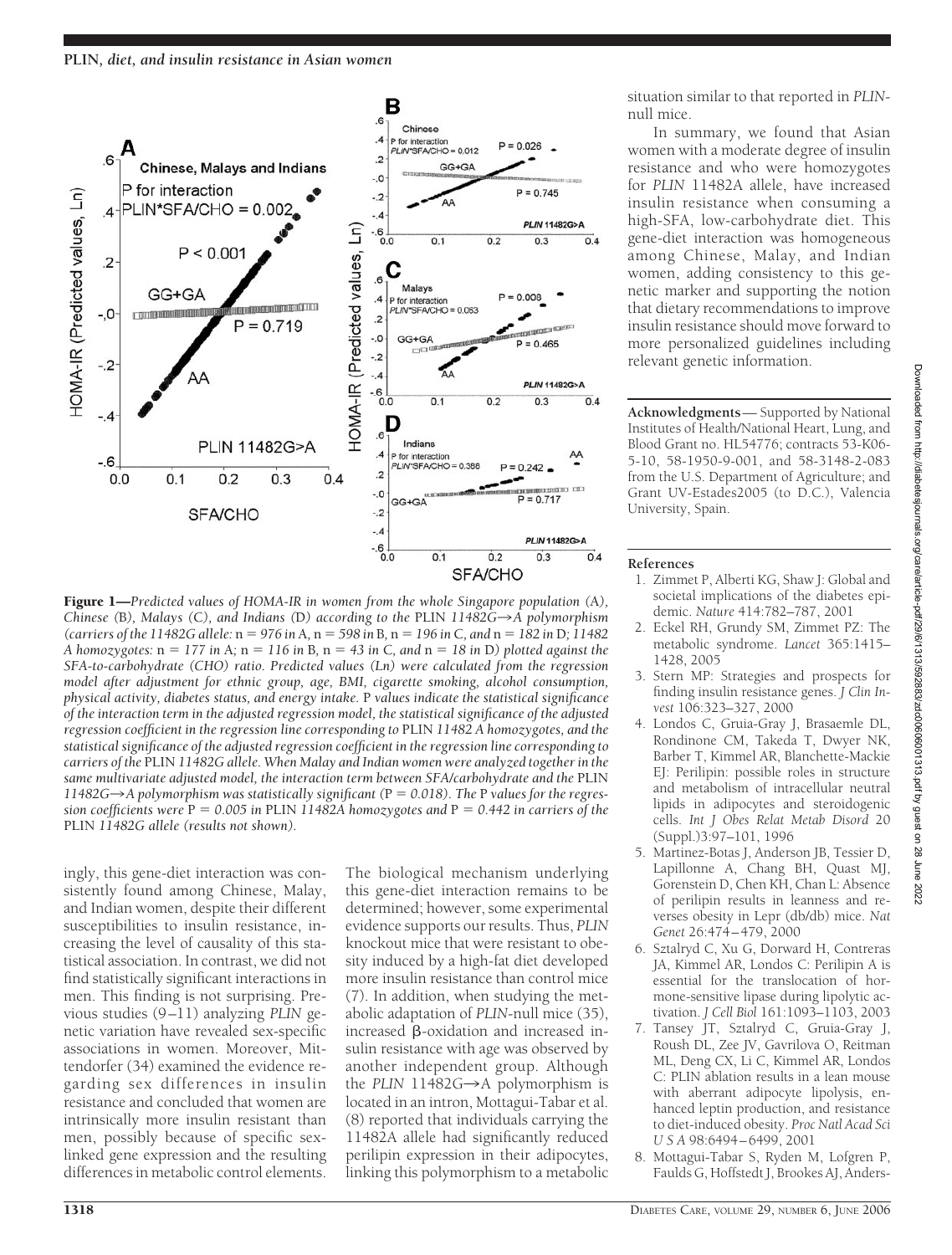Figure 1—*Predicted values of HOMA-IR in women from the whole Singapore population (*A*), Chinese (*B*), Malays (*C*), and Indians (*D*) according to the* PLIN *11482G→A polymorphism (carriers of the 11482G allele:* n = 976 *in* A, n = 598 *in* B, n = 196 *in* C, *and* n = 182 *in* D*; 11482 A homozygotes:* n = 177 *in* A*;* n = 116 *in* B, n = 43 *in* C, *and* n = 18 *in* D*) plotted against the SFA-to-carbohydrate (CHO) ratio. Predicted values (Ln) were calculated from the regression model after adjustment for ethnic group, age, BMI, cigarette smoking, alcohol consumption, physical activity, diabetes status, and energy intake.* P *values indicate the statistical significance of the interaction term in the adjusted regression model, the statistical significance of the adjusted regression coefficient in the regression line corresponding to* PLIN *11482 A homozygotes, and the statistical significance of the adjusted regression coefficient in the regression line corresponding to carriers of the* PLIN *11482G allele. When Malay and Indian women were analyzed together in the same multivariate adjusted model, the interaction term between SFA/carbohydrate and the* PLIN *11482G→A polymorphism was statistically significant (*P = 0.018*). The* P *values for the regression coefficients were* P = 0.005 *in* PLIN *11482A homozygotes and* P = 0.442 *in carriers of the* PLIN *11482G allele (results not shown).*

ingly, this gene-diet interaction was consistently found among Chinese, Malay, and Indian women, despite their different susceptibilities to insulin resistance, increasing the level of causality of this statistical association. In contrast, we did not find statistically significant interactions in men. This finding is not surprising. Previous studies (9–11) analyzing *PLIN* genetic variation have revealed sex-specific associations in women. Moreover, Mittendorfer (34) examined the evidence regarding sex differences in insulin resistance and concluded that women are intrinsically more insulin resistant than men, possibly because of specific sex-linked gene expression and the resulting differences in metabolic control elements. The biological mechanism underlying this gene-diet interaction remains to be determined; however, some experimental evidence supports our results. Thus, *PLIN* knockout mice that were resistant to obesity induced by a high-fat diet developed more insulin resistance than control mice (7). In addition, when studying the metabolic adaptation of *PLIN*-null mice (35), increased β-oxidation and increased insulin resistance with age was observed by another independent group. Although the *PLIN* 11482G→A polymorphism is located in an intron, Mottagui-Tabar et al. (8) reported that individuals carrying the 11482A allele had significantly reduced perilipin expression in their adipocytes, linking this polymorphism to a metabolic situation similar to that reported in *PLIN*-null mice.

In summary, we found that Asian women with a moderate degree of insulin resistance and who were homozygotes for *PLIN* 11482A allele, have increased insulin resistance when consuming a high-SFA, low-carbohydrate diet. This gene-diet interaction was homogeneous among Chinese, Malay, and Indian women, adding consistency to this genetic marker and supporting the notion that dietary recommendations to improve insulin resistance should move forward to more personalized guidelines including relevant genetic information.

**Acknowledgments**— Supported by National Institutes of Health/National Heart, Lung, and Blood Grant no. HL54776; contracts 53-K06-5-10, 58-1950-9-001, and 58-3148-2-083 from the U.S. Department of Agriculture; and Grant UV-Estades2005 (to D.C.), Valencia University, Spain.

## References

1. Zimmet P, Alberti KG, Shaw J: Global and societal implications of the diabetes epidemic. *Nature* 414:782–787, 2001
2. Eckel RH, Grundy SM, Zimmet PZ: The metabolic syndrome. *Lancet* 365:1415–1428, 2005
3. Stern MP: Strategies and prospects for finding insulin resistance genes. *J Clin Invest* 106:323–327, 2000
4. Londos C, Gruia-Gray J, Brasaemle DL, Rondinone CM, Takeda T, Dwyer NK, Barber T, Kimmel AR, Blanchette-Mackie EJ: Perilipin: possible roles in structure and metabolism of intracellular neutral lipids in adipocytes and steroidogenic cells. *Int J Obes Relat Metab Disord* 20 (Suppl.)3:97–101, 1996
5. Martinez-Botas J, Anderson JB, Tessier D, Lapillonne A, Chang BH, Quast MJ, Gorenstein D, Chen KH, Chan L: Absence of perilipin results in leanness and reverses obesity in Lepr (db/db) mice. *Nat Genet* 26:474–479, 2000
6. Sztalryd C, Xu G, Dorward H, Contreras JA, Kimmel AR, Londos C: Perilipin A is essential for the translocation of hormone-sensitive lipase during lipolytic activation. *J Cell Biol* 161:1093–1103, 2003
7. Tansey JT, Sztalryd C, Gruia-Gray J, Roush DL, Zee JV, Gavrilova O, Reitman ML, Deng CX, Li C, Kimmel AR, Londos C: PLIN ablation results in a lean mouse with aberrant adipocyte lipolysis, enhanced leptin production, and resistance to diet-induced obesity. *Proc Natl Acad Sci U S A* 98:6494–6499, 2001
8. Mottagui-Tabar S, Ryden M, Lofgren P, Faulds G, Hoffstedt J, Brookes AJ, Anders-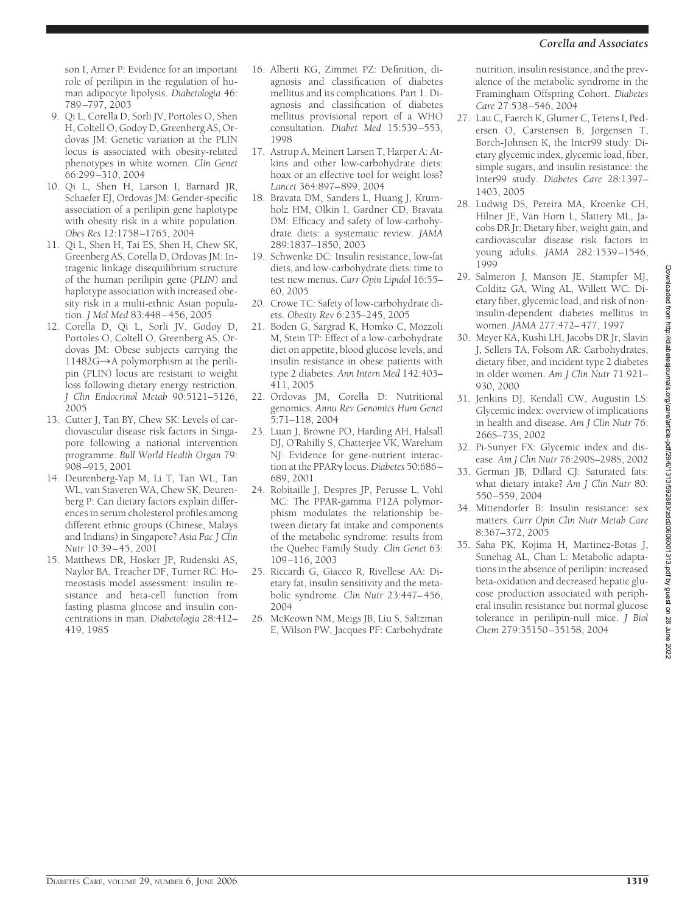son I, Arner P: Evidence for an important role of perilipin in the regulation of human adipocyte lipolysis. *Diabetologia* 46: 789–797, 2003

9. Qi L, Corella D, Sorli JV, Portoles O, Shen H, Coltell O, Godoy D, Greenberg AS, Ordovas JM: Genetic variation at the PLIN locus is associated with obesity-related phenotypes in white women. *Clin Genet* 66:299–310, 2004
10. Qi L, Shen H, Larson I, Barnard JR, Schaefer EJ, Ordovas JM: Gender-specific association of a perilipin gene haplotype with obesity risk in a white population. *Obes Res* 12:1758–1765, 2004
11. Qi L, Shen H, Tai ES, Shen H, Chew SK, Greenberg AS, Corella D, Ordovas JM: Intragenic linkage disequilibrium structure of the human perilipin gene (*PLIN*) and haplotype association with increased obesity risk in a multi-ethnic Asian population. *J Mol Med* 83:448–456, 2005
12. Corella D, Qi L, Sorli JV, Godoy D, Portoles O, Coltell O, Greenberg AS, Ordovas JM: Obese subjects carrying the 11482G→A polymorphism at the perilipin (PLIN) locus are resistant to weight loss following dietary energy restriction. *J Clin Endocrinol Metab* 90:5121–5126, 2005
13. Cutter J, Tan BY, Chew SK: Levels of cardiovascular disease risk factors in Singapore following a national intervention programme. *Bull World Health Organ* 79: 908–915, 2001
14. Deurenberg-Yap M, Li T, Tan WL, Tan WL, van Staveren WA, Chew SK, Deurenberg P: Can dietary factors explain differences in serum cholesterol profiles among different ethnic groups (Chinese, Malays and Indians) in Singapore? *Asia Pac J Clin Nutr* 10:39–45, 2001
15. Matthews DR, Hosker JP, Rudenski AS, Naylor BA, Treacher DF, Turner RC: Homeostasis model assessment: insulin resistance and beta-cell function from fasting plasma glucose and insulin concentrations in man. *Diabetologia* 28:412–419, 1985
16. Alberti KG, Zimmet PZ: Definition, diagnosis and classification of diabetes mellitus and its complications. Part 1. Diagnosis and classification of diabetes mellitus provisional report of a WHO consultation. *Diabet Med* 15:539–553, 1998
17. Astrup A, Meinert Larsen T, Harper A: Atkins and other low-carbohydrate diets: hoax or an effective tool for weight loss? *Lancet* 364:897–899, 2004
18. Bravata DM, Sanders L, Huang J, Krumholz HM, Olkin I, Gardner CD, Bravata DM: Efficacy and safety of low-carbohydrate diets: a systematic review. *JAMA* 289:1837–1850, 2003
19. Schwenke DC: Insulin resistance, low-fat diets, and low-carbohydrate diets: time to test new menus. *Curr Opin Lipidol* 16:55–60, 2005
20. Crowe TC: Safety of low-carbohydrate diets. *Obesity Rev* 6:235–245, 2005
21. Boden G, Sargrad K, Homko C, Mozzoli M, Stein TP: Effect of a low-carbohydrate diet on appetite, blood glucose levels, and insulin resistance in obese patients with type 2 diabetes. *Ann Intern Med* 142:403–411, 2005
22. Ordovas JM, Corella D: Nutritional genomics. *Annu Rev Genomics Hum Genet* 5:71–118, 2004
23. Luan J, Browne PO, Harding AH, Halsall DJ, O'Rahilly S, Chatterjee VK, Wareham NJ: Evidence for gene-nutrient interaction at the PPAR$\gamma$ locus. *Diabetes* 50:686–689, 2001
24. Robitaille J, Despres JP, Perusse L, Vohl MC: The PPAR-gamma P12A polymorphism modulates the relationship between dietary fat intake and components of the metabolic syndrome: results from the Quebec Family Study. *Clin Genet* 63: 109–116, 2003
25. Riccardi G, Giacco R, Rivellese AA: Dietary fat, insulin sensitivity and the metabolic syndrome. *Clin Nutr* 23:447–456, 2004
26. McKeown NM, Meigs JB, Liu S, Saltzman E, Wilson PW, Jacques PF: Carbohydrate nutrition, insulin resistance, and the prevalence of the metabolic syndrome in the Framingham Offspring Cohort. *Diabetes Care* 27:538–546, 2004
27. Lau C, Faerch K, Glumer C, Tetens I, Pedersen O, Carstensen B, Jorgensen T, Borch-Johnsen K, the Inter99 study: Dietary glycemic index, glycemic load, fiber, simple sugars, and insulin resistance: the Inter99 study. *Diabetes Care* 28:1397–1403, 2005
28. Ludwig DS, Pereira MA, Kroenke CH, Hilner JE, Van Horn L, Slattery ML, Jacobs DR Jr: Dietary fiber, weight gain, and cardiovascular disease risk factors in young adults. *JAMA* 282:1539–1546, 1999
29. Salmeron J, Manson JE, Stampfer MJ, Colditz GA, Wing AL, Willett WC: Dietary fiber, glycemic load, and risk of non-insulin-dependent diabetes mellitus in women. *JAMA* 277:472–477, 1997
30. Meyer KA, Kushi LH, Jacobs DR Jr, Slavin J, Sellers TA, Folsom AR: Carbohydrates, dietary fiber, and incident type 2 diabetes in older women. *Am J Clin Nutr* 71:921–930, 2000
31. Jenkins DJ, Kendall CW, Augustin LS: Glycemic index: overview of implications in health and disease. *Am J Clin Nutr* 76: 266S–73S, 2002
32. Pi-Sunyer FX: Glycemic index and disease. *Am J Clin Nutr* 76:290S–298S, 2002
33. German JB, Dillard CJ: Saturated fats: what dietary intake? *Am J Clin Nutr* 80: 550–559, 2004
34. Mittendorfer B: Insulin resistance: sex matters. *Curr Opin Clin Nutr Metab Care* 8:367–372, 2005
35. Saha PK, Kojima H, Martinez-Botas J, Sunehag AL, Chan L: Metabolic adaptations in the absence of perilipin: increased beta-oxidation and decreased hepatic glucose production associated with peripheral insulin resistance but normal glucose tolerance in perilipin-null mice. *J Biol Chem* 279:35150–35158, 2004